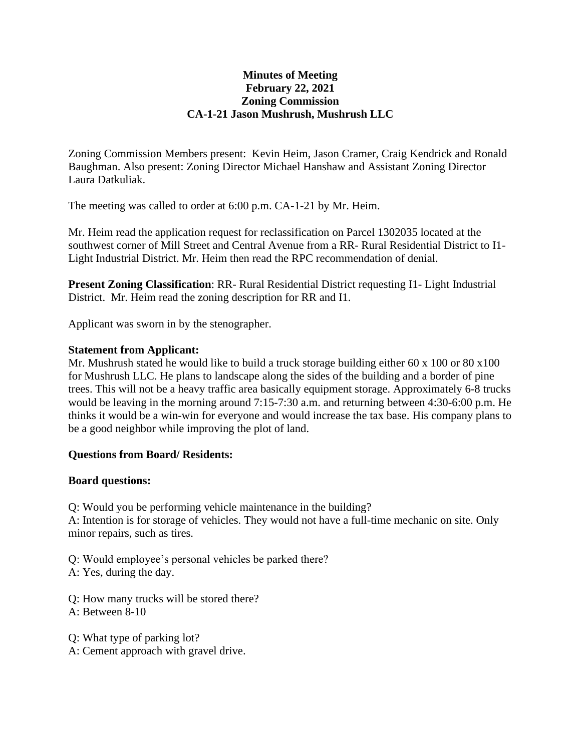**Minutes of Meeting**
**February 22, 2021**
**Zoning Commission**
**CA-1-21 Jason Mushrush, Mushrush LLC**

Zoning Commission Members present: Kevin Heim, Jason Cramer, Craig Kendrick and Ronald Baughman. Also present: Zoning Director Michael Hanshaw and Assistant Zoning Director Laura Datkuliak.

The meeting was called to order at 6:00 p.m. CA-1-21 by Mr. Heim.

Mr. Heim read the application request for reclassification on Parcel 1302035 located at the southwest corner of Mill Street and Central Avenue from a RR- Rural Residential District to I1- Light Industrial District. Mr. Heim then read the RPC recommendation of denial.

**Present Zoning Classification**: RR- Rural Residential District requesting I1- Light Industrial District. Mr. Heim read the zoning description for RR and I1.

Applicant was sworn in by the stenographer.

**Statement from Applicant:**
Mr. Mushrush stated he would like to build a truck storage building either 60 x 100 or 80 x100 for Mushrush LLC. He plans to landscape along the sides of the building and a border of pine trees. This will not be a heavy traffic area basically equipment storage. Approximately 6-8 trucks would be leaving in the morning around 7:15-7:30 a.m. and returning between 4:30-6:00 p.m. He thinks it would be a win-win for everyone and would increase the tax base. His company plans to be a good neighbor while improving the plot of land.

**Questions from Board/ Residents:**

**Board questions:**

Q: Would you be performing vehicle maintenance in the building?
A: Intention is for storage of vehicles. They would not have a full-time mechanic on site. Only minor repairs, such as tires.

Q: Would employee's personal vehicles be parked there?
A: Yes, during the day.

Q: How many trucks will be stored there?
A: Between 8-10

Q: What type of parking lot?
A: Cement approach with gravel drive.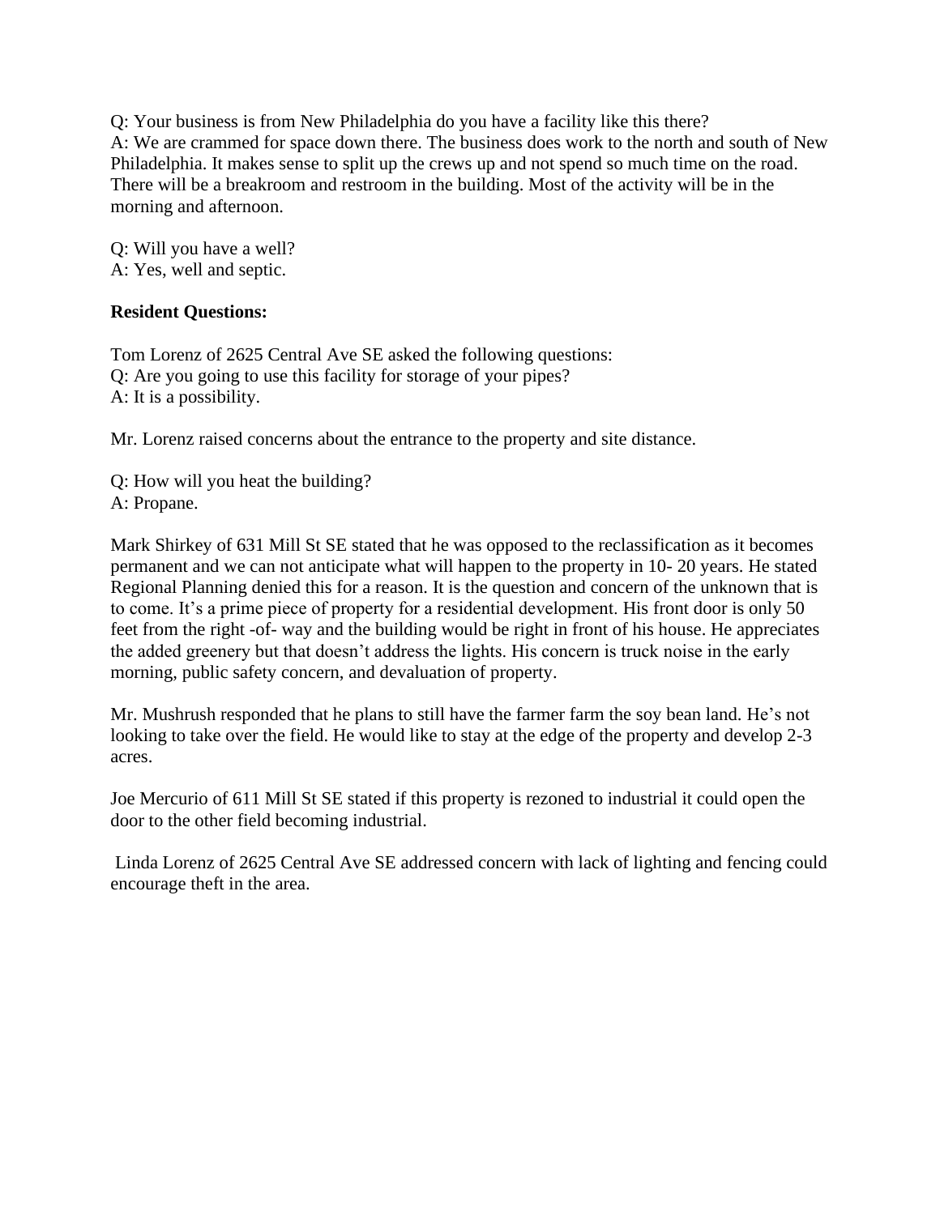Q: Your business is from New Philadelphia do you have a facility like this there?
A: We are crammed for space down there. The business does work to the north and south of New Philadelphia. It makes sense to split up the crews up and not spend so much time on the road. There will be a breakroom and restroom in the building. Most of the activity will be in the morning and afternoon.

Q: Will you have a well?
A: Yes, well and septic.

**Resident Questions:**

Tom Lorenz of 2625 Central Ave SE asked the following questions:
Q: Are you going to use this facility for storage of your pipes?
A: It is a possibility.

Mr. Lorenz raised concerns about the entrance to the property and site distance.

Q: How will you heat the building?
A: Propane.

Mark Shirkey of 631 Mill St SE stated that he was opposed to the reclassification as it becomes permanent and we can not anticipate what will happen to the property in 10- 20 years. He stated Regional Planning denied this for a reason. It is the question and concern of the unknown that is to come. It's a prime piece of property for a residential development. His front door is only 50 feet from the right -of- way and the building would be right in front of his house. He appreciates the added greenery but that doesn't address the lights. His concern is truck noise in the early morning, public safety concern, and devaluation of property.

Mr. Mushrush responded that he plans to still have the farmer farm the soy bean land. He's not looking to take over the field. He would like to stay at the edge of the property and develop 2-3 acres.

Joe Mercurio of 611 Mill St SE stated if this property is rezoned to industrial it could open the door to the other field becoming industrial.

Linda Lorenz of 2625 Central Ave SE addressed concern with lack of lighting and fencing could encourage theft in the area.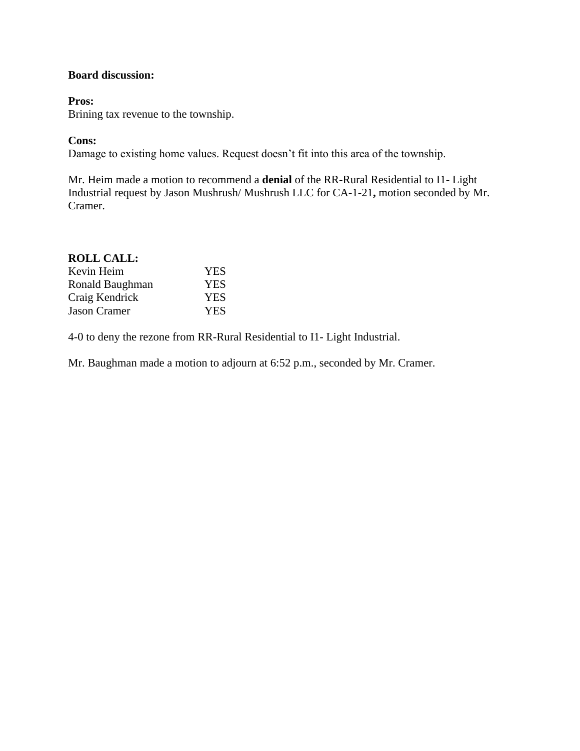**Board discussion:**

**Pros:**
Brining tax revenue to the township.

**Cons:**
Damage to existing home values. Request doesn't fit into this area of the township.

Mr. Heim made a motion to recommend a **denial** of the RR-Rural Residential to I1- Light Industrial request by Jason Mushrush/ Mushrush LLC for CA-1-21**,** motion seconded by Mr. Cramer.

**ROLL CALL:**

| | |
|---|---|
| Kevin Heim | YES |
| Ronald Baughman | YES |
| Craig Kendrick | YES |
| Jason Cramer | YES |

4-0 to deny the rezone from RR-Rural Residential to I1- Light Industrial.

Mr. Baughman made a motion to adjourn at 6:52 p.m., seconded by Mr. Cramer.